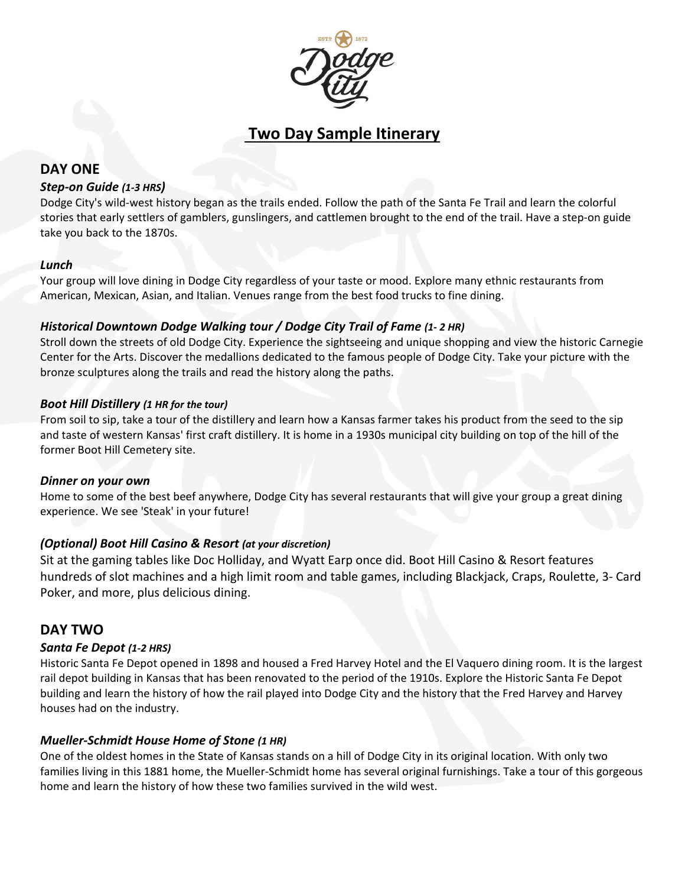# Two Day Sample Itinerary

## DAY ONE

### *Step-on Guide (1-3 HRS)*

Dodge City's wild-west history began as the trails ended. Follow the path of the Santa Fe Trail and learn the colorful stories that early settlers of gamblers, gunslingers, and cattlemen brought to the end of the trail. Have a step-on guide take you back to the 1870s.

### *Lunch*

Your group will love dining in Dodge City regardless of your taste or mood. Explore many ethnic restaurants from American, Mexican, Asian, and Italian. Venues range from the best food trucks to fine dining.

### *Historical Downtown Dodge Walking tour / Dodge City Trail of Fame (1- 2 HR)*

Stroll down the streets of old Dodge City. Experience the sightseeing and unique shopping and view the historic Carnegie Center for the Arts. Discover the medallions dedicated to the famous people of Dodge City. Take your picture with the bronze sculptures along the trails and read the history along the paths.

### *Boot Hill Distillery (1 HR for the tour)*

From soil to sip, take a tour of the distillery and learn how a Kansas farmer takes his product from the seed to the sip and taste of western Kansas' first craft distillery. It is home in a 1930s municipal city building on top of the hill of the former Boot Hill Cemetery site.

### *Dinner on your own*

Home to some of the best beef anywhere, Dodge City has several restaurants that will give your group a great dining experience. We see 'Steak' in your future!

### *(Optional) Boot Hill Casino & Resort (at your discretion)*

Sit at the gaming tables like Doc Holliday, and Wyatt Earp once did. Boot Hill Casino & Resort features hundreds of slot machines and a high limit room and table games, including Blackjack, Craps, Roulette, 3- Card Poker, and more, plus delicious dining.

## DAY TWO

### *Santa Fe Depot (1-2 HRS)*

Historic Santa Fe Depot opened in 1898 and housed a Fred Harvey Hotel and the El Vaquero dining room. It is the largest rail depot building in Kansas that has been renovated to the period of the 1910s. Explore the Historic Santa Fe Depot building and learn the history of how the rail played into Dodge City and the history that the Fred Harvey and Harvey houses had on the industry.

### *Mueller-Schmidt House Home of Stone (1 HR)*

One of the oldest homes in the State of Kansas stands on a hill of Dodge City in its original location. With only two families living in this 1881 home, the Mueller-Schmidt home has several original furnishings. Take a tour of this gorgeous home and learn the history of how these two families survived in the wild west.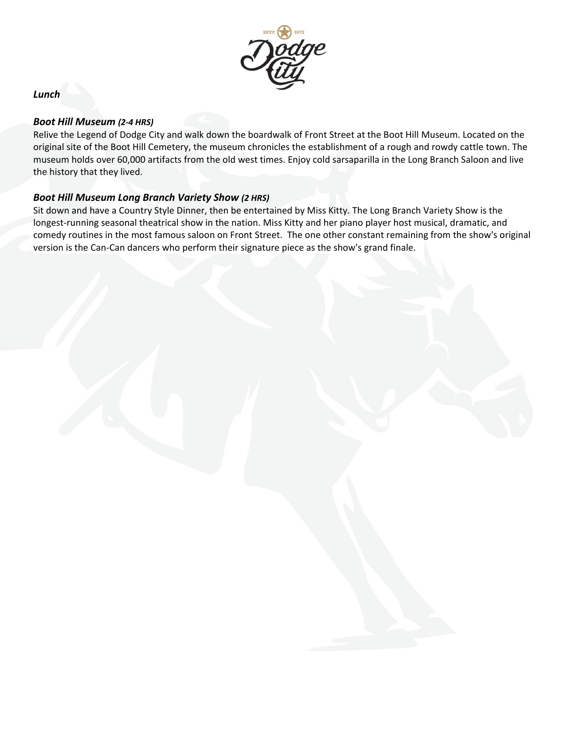***Lunch***

***Boot Hill Museum** (2-4 HRS)*

Relive the Legend of Dodge City and walk down the boardwalk of Front Street at the Boot Hill Museum. Located on the original site of the Boot Hill Cemetery, the museum chronicles the establishment of a rough and rowdy cattle town. The museum holds over 60,000 artifacts from the old west times. Enjoy cold sarsaparilla in the Long Branch Saloon and live the history that they lived.

***Boot Hill Museum Long Branch Variety Show** (2 HRS)*

Sit down and have a Country Style Dinner, then be entertained by Miss Kitty. The Long Branch Variety Show is the longest-running seasonal theatrical show in the nation. Miss Kitty and her piano player host musical, dramatic, and comedy routines in the most famous saloon on Front Street. The one other constant remaining from the show's original version is the Can-Can dancers who perform their signature piece as the show's grand finale.